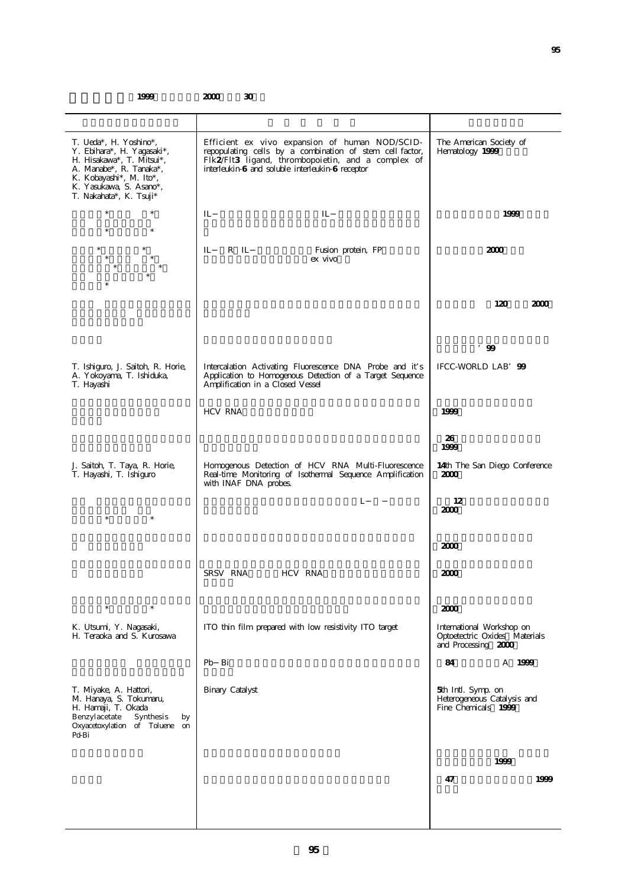1999 2000 30

| | | |
|---|---|---|
| T. Ueda*, H. Yoshino*, Y. Ebihara*, H. Yagasaki*, H. Hisakawa*, T. Mitsui*, A. Manabe*, R. Tanaka*, K. Kobayashi*, M. Ito*, K. Yasukawa, S. Asano*, T. Nakahata*, K. Tsuji* | Efficient ex vivo expansion of human NOD/SCID-repopulating cells by a combination of stem cell factor, Flk2/Flt3 ligand, thrombopoietin, and a complex of interleukin-6 and soluble interleukin-6 receptor | The American Society of Hematology 1999 |
| * * * * | IL− IL− | 1999 |
| * * * * * * * * | IL− R IL− Fusion protein, FP ex vivo | 2000 |
| | | 120 2000 |
| | | ' 99 |
| T. Ishiguro, J. Saitoh, R. Horie, A. Yokoyama, T. Ishiduka, T. Hayashi | Intercalation Activating Fluorescence DNA Probe and it's Application to Homogenous Detection of a Target Sequence Amplification in a Closed Vessel | IFCC-WORLD LAB' 99 |
| | HCV RNA | 1999 |
| | | 26 1999 |
| J. Saitoh, T. Taya, R. Horie, T. Hayashi, T. Ishiguro | Homogenous Detection of HCV RNA Multi-Fluorescence Real-time Monitoring of Isothermal Sequence Amplification with INAF DNA probes. | 14th The San Diego Conference 2000 |
| * * | L− − | 12 2000 |
| | | 2000 |
| | SRSV RNA HCV RNA | 2000 |
| * * | | 2000 |
| K. Utsumi, Y. Nagasaki, H. Teraoka and S. Kurosawa | ITO thin film prepared with low resistivity ITO target | International Workshop on Optoetectric Oxides Materials and Processing 2000 |
| | Pb− Bi | 84 A 1999 |
| T. Miyake, A. Hattori, M. Hanaya, S. Tokumaru, H. Hamaji, T. Okada Benzylacetate Synthesis by Oxyacetoxylation of Toluene on Pd-Bi | Binary Catalyst | 5th Intl. Symp. on Heterogeneous Catalysis and Fine Chemicals 1999 |
| | | 1999 |
| | | 47 1999 |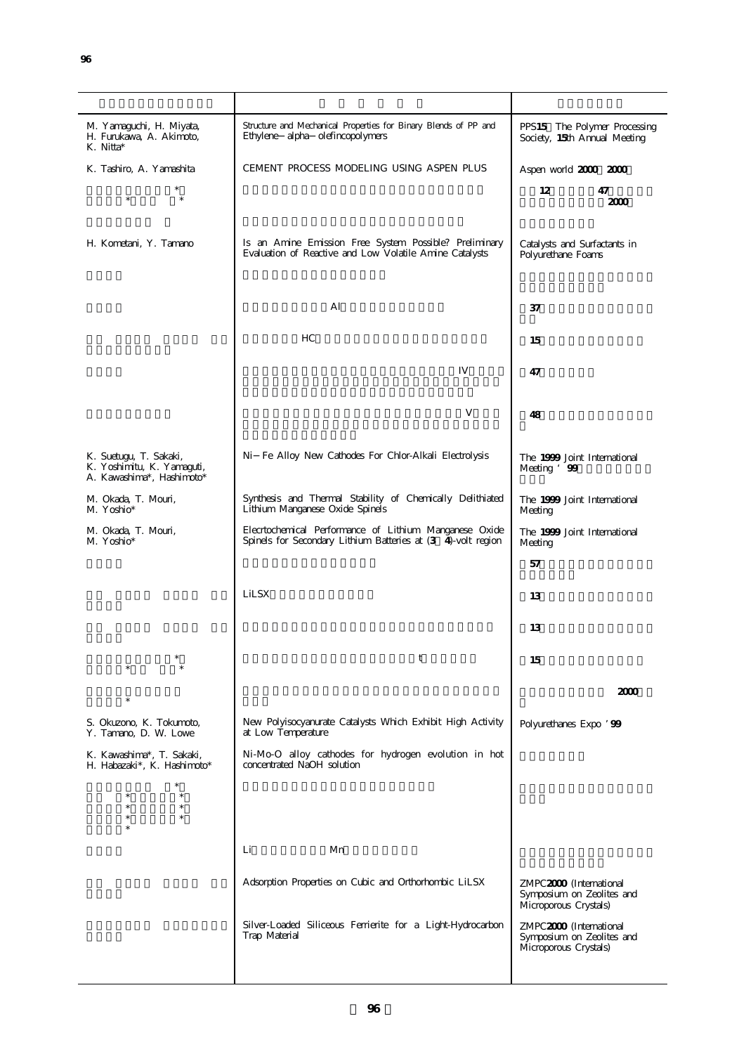| | | |
|---|---|---|
| M. Yamaguchi, H. Miyata, H. Furukawa, A. Akimoto, K. Nitta* | Structure and Mechanical Properties for Binary Blends of PP and Ethylene−alpha−olefincopolymers | PPS15 The Polymer Processing Society, 15th Annual Meeting |
| K. Tashiro, A. Yamashita | CEMENT PROCESS MODELING USING ASPEN PLUS | Aspen world 2000 2000 |
| * * * | | 12 47 2000 |
| | | |
| H. Kometani, Y. Tamano | Is an Amine Emission Free System Possible? Preliminary Evaluation of Reactive and Low Volatile Amine Catalysts | Catalysts and Surfactants in Polyurethane Foams |
| | | |
| | Al | 37 |
| | HC | 15 |
| | IV | 47 |
| | V | 48 |
| K. Suetugu, T. Sakaki, K. Yoshimitu, K. Yamaguti, A. Kawashima*, Hashimoto* | Ni−Fe Alloy New Cathodes For Chlor-Alkali Electrolysis | The 1999 Joint International Meeting ' 99 |
| M. Okada, T. Mouri, M. Yoshio* | Synthesis and Thermal Stability of Chemically Delithiated Lithium Manganese Oxide Spinels | The 1999 Joint International Meeting |
| M. Okada, T. Mouri, M. Yoshio* | Elecrtochemical Performance of Lithium Manganese Oxide Spinels for Secondary Lithium Batteries at (3 4)-volt region | The 1999 Joint International Meeting |
| | | 57 |
| | LiLSX | 13 |
| | | 13 |
| * * * | t | 15 |
| * | | 2000 |
| S. Okuzono, K. Tokumoto, Y. Tamano, D. W. Lowe | New Polyisocyanurate Catalysts Which Exhibit High Activity at Low Temperature | Polyurethanes Expo ' 99 |
| K. Kawashima*, T. Sakaki, H. Habazaki*, K. Hashimoto* | Ni-Mo-O alloy cathodes for hydrogen evolution in hot concentrated NaOH solution | |
| * * * * * * * * | | |
| | Li Mn | |
| | Adsorption Properties on Cubic and Orthorhombic LiLSX | ZMPC2000 (International Symposium on Zeolites and Microporous Crystals) |
| | Silver-Loaded Siliceous Ferrierite for a Light-Hydrocarbon Trap Material | ZMPC2000 (International Symposium on Zeolites and Microporous Crystals) |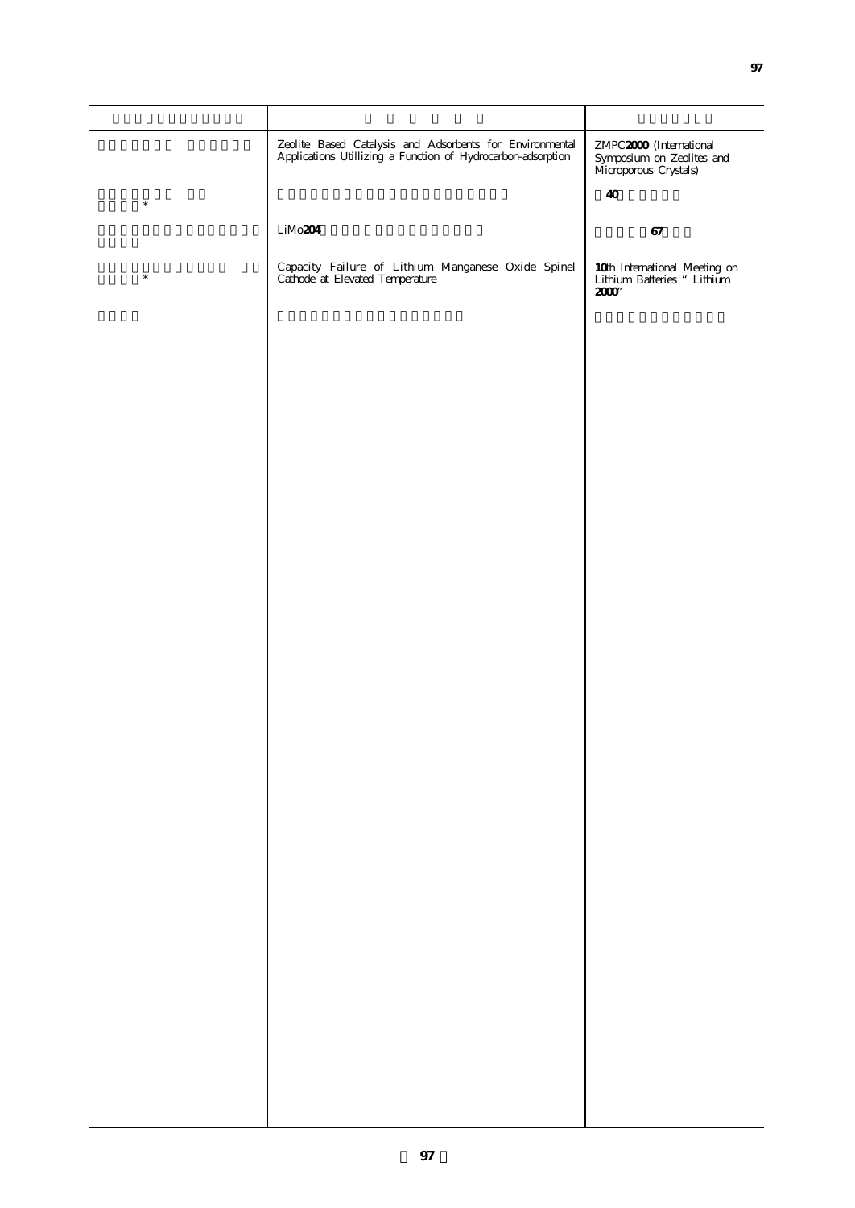| | | |
|---|---|---|
| | Zeolite Based Catalysis and Adsorbents for Environmental Applications Utillizing a Function of Hydrocarbon-adsorption | ZMPC**2000** (International Symposium on Zeolites and Microporous Crystals) |
| * | | **40** |
| | LiMo**204** | **67** |
| * | Capacity Failure of Lithium Manganese Oxide Spinel Cathode at Elevated Temperature | **10**th International Meeting on Lithium Batteries " Lithium **2000**" |
| | | |